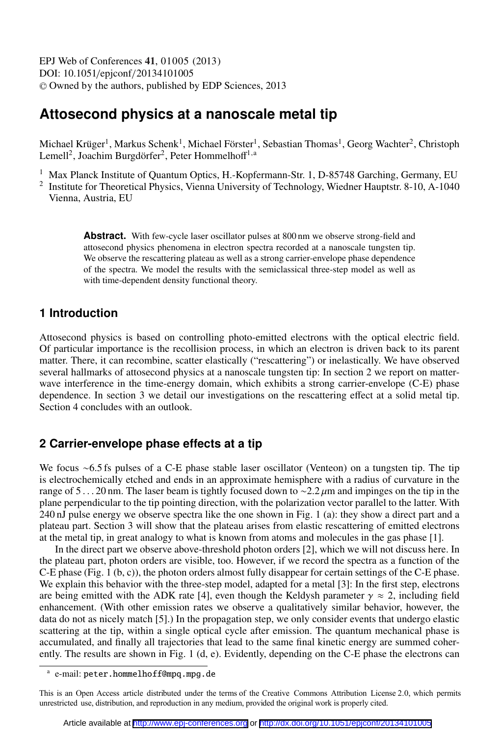# Attosecond physics at a nanoscale metal tip

Michael Krüger[1], Markus Schenk[1], Michael Förster[1], Sebastian Thomas[1], Georg Wachter[2], Christoph Lemell[2], Joachim Burgdörfer[2], Peter Hommelhoff[1,a]

[1] Max Planck Institute of Quantum Optics, H.-Kopfermann-Str. 1, D-85748 Garching, Germany, EU

[2] Institute for Theoretical Physics, Vienna University of Technology, Wiedner Hauptstr. 8-10, A-1040 Vienna, Austria, EU

**Abstract.** With few-cycle laser oscillator pulses at 800 nm we observe strong-field and attosecond physics phenomena in electron spectra recorded at a nanoscale tungsten tip. We observe the rescattering plateau as well as a strong carrier-envelope phase dependence of the spectra. We model the results with the semiclassical three-step model as well as with time-dependent density functional theory.

## 1 Introduction

Attosecond physics is based on controlling photo-emitted electrons with the optical electric field. Of particular importance is the recollision process, in which an electron is driven back to its parent matter. There, it can recombine, scatter elastically ("rescattering") or inelastically. We have observed several hallmarks of attosecond physics at a nanoscale tungsten tip: In section 2 we report on matter-wave interference in the time-energy domain, which exhibits a strong carrier-envelope (C-E) phase dependence. In section 3 we detail our investigations on the rescattering effect at a solid metal tip. Section 4 concludes with an outlook.

## 2 Carrier-envelope phase effects at a tip

We focus ~6.5 fs pulses of a C-E phase stable laser oscillator (Venteon) on a tungsten tip. The tip is electrochemically etched and ends in an approximate hemisphere with a radius of curvature in the range of 5 . . . 20 nm. The laser beam is tightly focused down to ~2.2 $\mu$m and impinges on the tip in the plane perpendicular to the tip pointing direction, with the polarization vector parallel to the latter. With 240 nJ pulse energy we observe spectra like the one shown in Fig. 1 (a): they show a direct part and a plateau part. Section 3 will show that the plateau arises from elastic rescattering of emitted electrons at the metal tip, in great analogy to what is known from atoms and molecules in the gas phase [1].

In the direct part we observe above-threshold photon orders [2], which we will not discuss here. In the plateau part, photon orders are visible, too. However, if we record the spectra as a function of the C-E phase (Fig. 1 (b, c)), the photon orders almost fully disappear for certain settings of the C-E phase. We explain this behavior with the three-step model, adapted for a metal [3]: In the first step, electrons are being emitted with the ADK rate [4], even though the Keldysh parameter $\gamma \approx 2$, including field enhancement. (With other emission rates we observe a qualitatively similar behavior, however, the data do not as nicely match [5].) In the propagation step, we only consider events that undergo elastic scattering at the tip, within a single optical cycle after emission. The quantum mechanical phase is accumulated, and finally all trajectories that lead to the same final kinetic energy are summed coherently. The results are shown in Fig. 1 (d, e). Evidently, depending on the C-E phase the electrons can

[a] e-mail: peter.hommelhoff@mpq.mpg.de

This is an Open Access article distributed under the terms of the Creative Commons Attribution License 2.0, which permits unrestricted use, distribution, and reproduction in any medium, provided the original work is properly cited.

Article available at http://www.epj-conferences.org or http://dx.doi.org/10.1051/epjconf/20134101005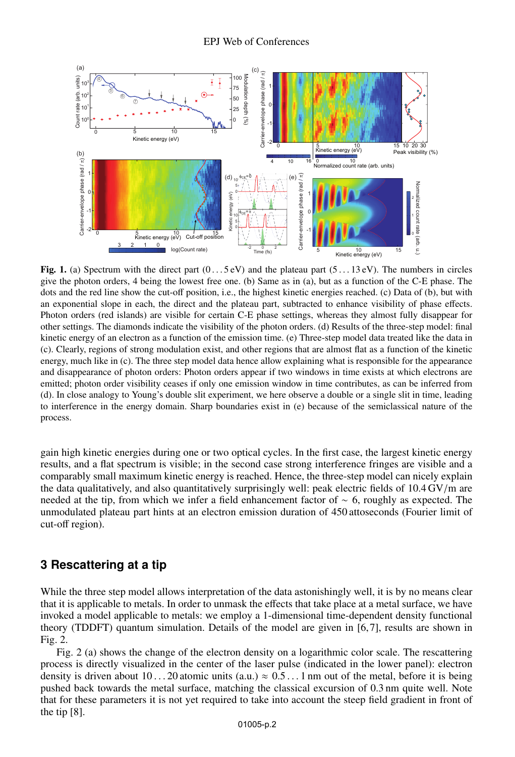**Fig. 1.** (a) Spectrum with the direct part (0 . . . 5 eV) and the plateau part (5 . . . 13 eV). The numbers in circles give the photon orders, 4 being the lowest free one. (b) Same as in (a), but as a function of the C-E phase. The dots and the red line show the cut-off position, i.e., the highest kinetic energies reached. (c) Data of (b), but with an exponential slope in each, the direct and the plateau part, subtracted to enhance visibility of phase effects. Photon orders (red islands) are visible for certain C-E phase settings, whereas they almost fully disappear for other settings. The diamonds indicate the visibility of the photon orders. (d) Results of the three-step model: final kinetic energy of an electron as a function of the emission time. (e) Three-step model data treated like the data in (c). Clearly, regions of strong modulation exist, and other regions that are almost flat as a function of the kinetic energy, much like in (c). The three step model data hence allow explaining what is responsible for the appearance and disappearance of photon orders: Photon orders appear if two windows in time exists at which electrons are emitted; photon order visibility ceases if only one emission window in time contributes, as can be inferred from (d). In close analogy to Young's double slit experiment, we here observe a double or a single slit in time, leading to interference in the energy domain. Sharp boundaries exist in (e) because of the semiclassical nature of the process.

gain high kinetic energies during one or two optical cycles. In the first case, the largest kinetic energy results, and a flat spectrum is visible; in the second case strong interference fringes are visible and a comparably small maximum kinetic energy is reached. Hence, the three-step model can nicely explain the data qualitatively, and also quantitatively surprisingly well: peak electric fields of 10.4 GV/m are needed at the tip, from which we infer a field enhancement factor of $\sim 6$, roughly as expected. The unmodulated plateau part hints at an electron emission duration of 450 attoseconds (Fourier limit of cut-off region).

## 3 Rescattering at a tip

While the three step model allows interpretation of the data astonishingly well, it is by no means clear that it is applicable to metals. In order to unmask the effects that take place at a metal surface, we have invoked a model applicable to metals: we employ a 1-dimensional time-dependent density functional theory (TDDFT) quantum simulation. Details of the model are given in [6,7], results are shown in Fig. 2.

Fig. 2 (a) shows the change of the electron density on a logarithmic color scale. The rescattering process is directly visualized in the center of the laser pulse (indicated in the lower panel): electron density is driven about 10 . . . 20 atomic units (a.u.) $\approx$ 0.5 . . . 1 nm out of the metal, before it is being pushed back towards the metal surface, matching the classical excursion of 0.3 nm quite well. Note that for these parameters it is not yet required to take into account the steep field gradient in front of the tip [8].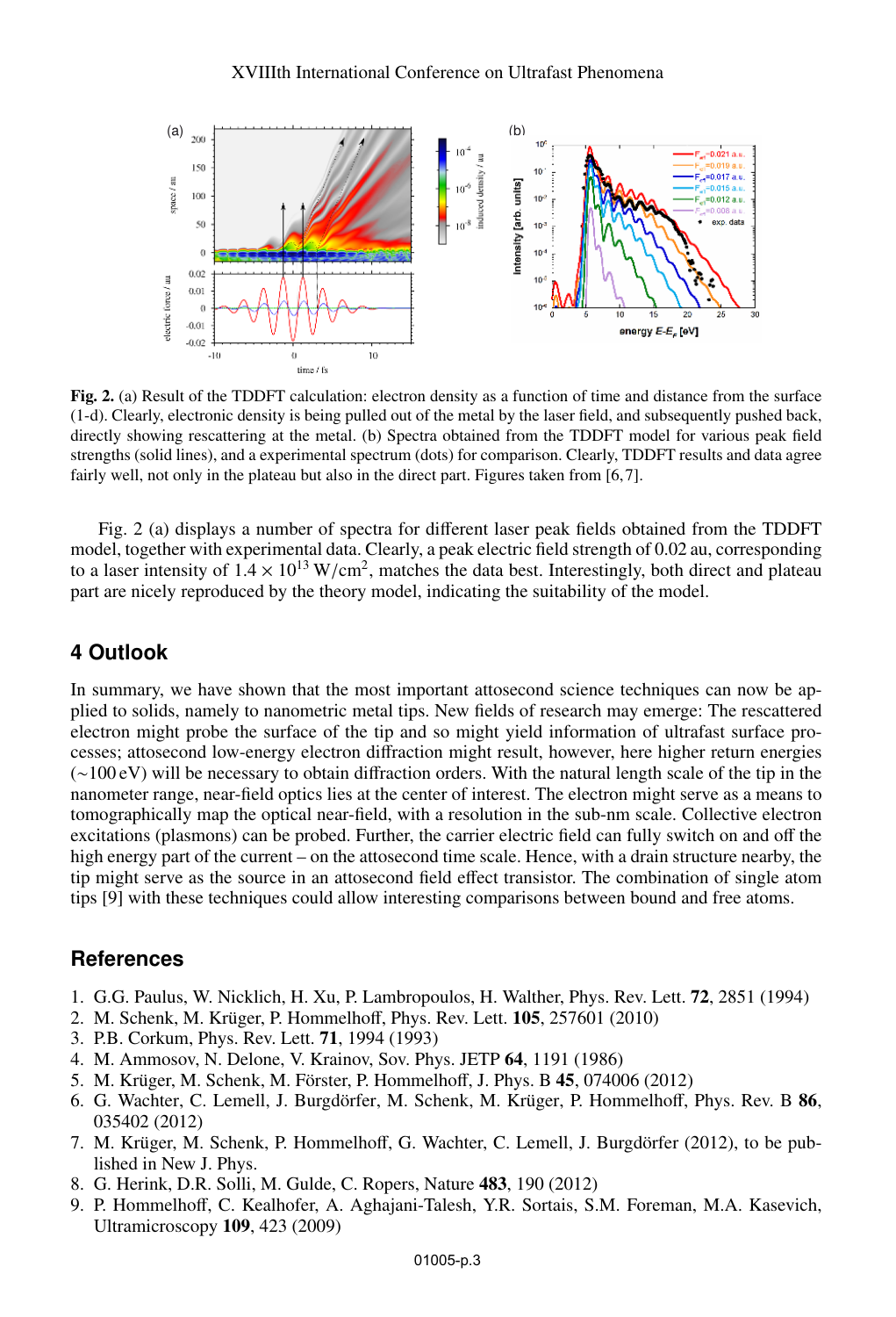(a)

space / au

200

150

100

50

0

induced density / au

$10^{-4}$

$10^{-6}$

$10^{-8}$

electric force / au

0.02

0.01

0

-0.01

-0.02

-10

0

10

time / fs

(b)

Intensity [arb. units]

$10^0$

$10^{-1}$

$10^{-2}$

$10^{-3}$

$10^{-4}$

$10^{-5}$

$10^{-6}$

0

5

10

15

20

25

30

energy $E$-$E_F$ [eV]

$F_{el}$=0.021 a.u.

$F_{el}$=0.019 a.u.

$F_{el}$=0.017 a.u.

$F_{el}$=0.015 a.u.

$F_{el}$=0.012 a.u.

$F_{el}$=0.008 a.u.

exp. data

**Fig. 2.** (a) Result of the TDDFT calculation: electron density as a function of time and distance from the surface (1-d). Clearly, electronic density is being pulled out of the metal by the laser field, and subsequently pushed back, directly showing rescattering at the metal. (b) Spectra obtained from the TDDFT model for various peak field strengths (solid lines), and a experimental spectrum (dots) for comparison. Clearly, TDDFT results and data agree fairly well, not only in the plateau but also in the direct part. Figures taken from [6,7].

Fig. 2 (a) displays a number of spectra for different laser peak fields obtained from the TDDFT model, together with experimental data. Clearly, a peak electric field strength of 0.02 au, corresponding to a laser intensity of $1.4 \times 10^{13}$ W/cm$^2$, matches the data best. Interestingly, both direct and plateau part are nicely reproduced by the theory model, indicating the suitability of the model.

## 4 Outlook

In summary, we have shown that the most important attosecond science techniques can now be applied to solids, namely to nanometric metal tips. New fields of research may emerge: The rescattered electron might probe the surface of the tip and so might yield information of ultrafast surface processes; attosecond low-energy electron diffraction might result, however, here higher return energies (~100 eV) will be necessary to obtain diffraction orders. With the natural length scale of the tip in the nanometer range, near-field optics lies at the center of interest. The electron might serve as a means to tomographically map the optical near-field, with a resolution in the sub-nm scale. Collective electron excitations (plasmons) can be probed. Further, the carrier electric field can fully switch on and off the high energy part of the current – on the attosecond time scale. Hence, with a drain structure nearby, the tip might serve as the source in an attosecond field effect transistor. The combination of single atom tips [9] with these techniques could allow interesting comparisons between bound and free atoms.

## References

1. G.G. Paulus, W. Nicklich, H. Xu, P. Lambropoulos, H. Walther, Phys. Rev. Lett. **72**, 2851 (1994)
2. M. Schenk, M. Krüger, P. Hommelhoff, Phys. Rev. Lett. **105**, 257601 (2010)
3. P.B. Corkum, Phys. Rev. Lett. **71**, 1994 (1993)
4. M. Ammosov, N. Delone, V. Krainov, Sov. Phys. JETP **64**, 1191 (1986)
5. M. Krüger, M. Schenk, M. Förster, P. Hommelhoff, J. Phys. B **45**, 074006 (2012)
6. G. Wachter, C. Lemell, J. Burgdörfer, M. Schenk, M. Krüger, P. Hommelhoff, Phys. Rev. B **86**, 035402 (2012)
7. M. Krüger, M. Schenk, P. Hommelhoff, G. Wachter, C. Lemell, J. Burgdörfer (2012), to be published in New J. Phys.
8. G. Herink, D.R. Solli, M. Gulde, C. Ropers, Nature **483**, 190 (2012)
9. P. Hommelhoff, C. Kealhofer, A. Aghajani-Talesh, Y.R. Sortais, S.M. Foreman, M.A. Kasevich, Ultramicroscopy **109**, 423 (2009)